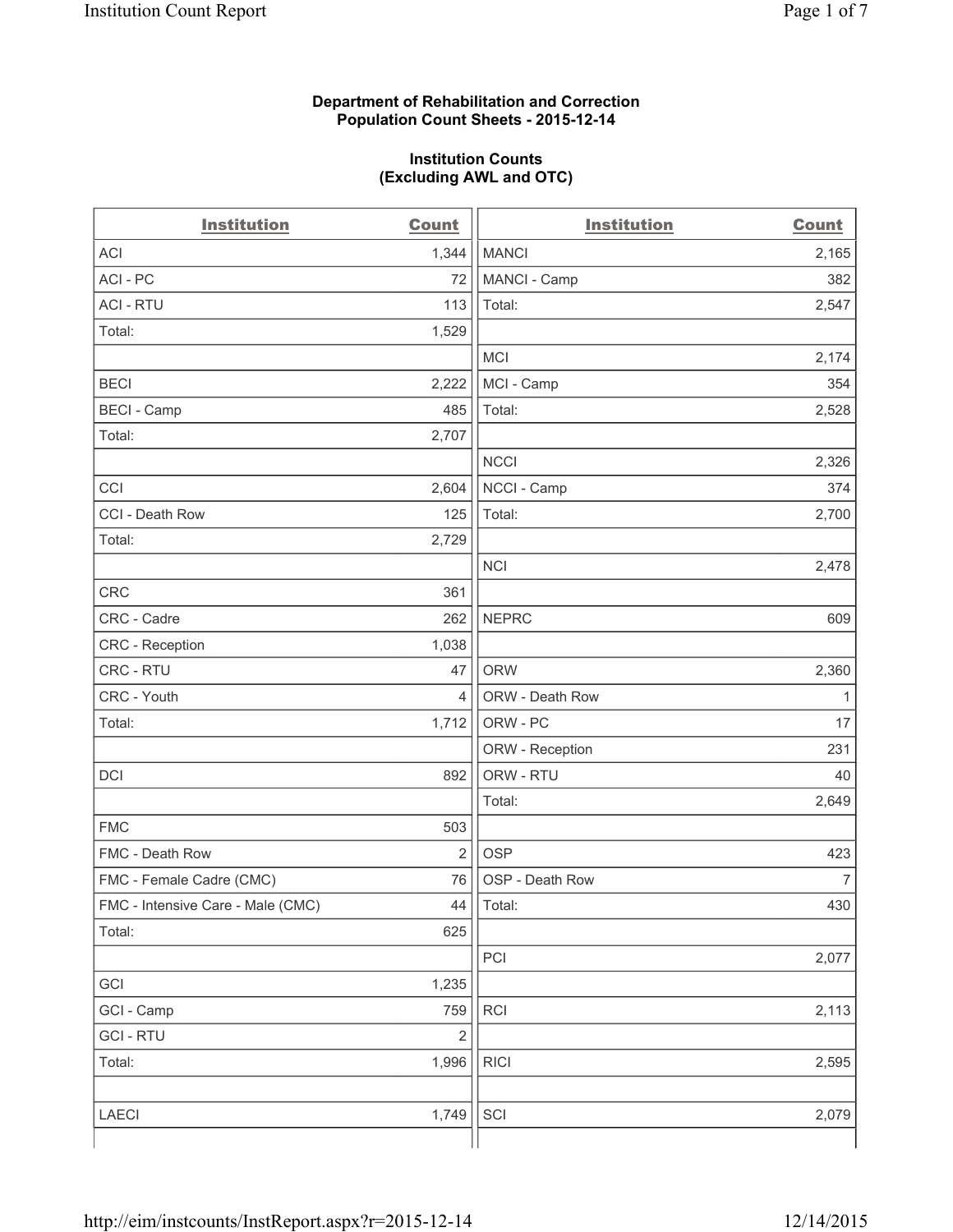**Department of Rehabilitation and Correction**
**Population Count Sheets - 2015-12-14**

**Institution Counts**
**(Excluding AWL and OTC)**

| Institution | Count | Institution | Count |
|---|---|---|---|
| ACI | 1,344 | MANCI | 2,165 |
| ACI - PC | 72 | MANCI - Camp | 382 |
| ACI - RTU | 113 | Total: | 2,547 |
| Total: | 1,529 | | |
| | | MCI | 2,174 |
| BECI | 2,222 | MCI - Camp | 354 |
| BECI - Camp | 485 | Total: | 2,528 |
| Total: | 2,707 | | |
| | | NCCI | 2,326 |
| CCI | 2,604 | NCCI - Camp | 374 |
| CCI - Death Row | 125 | Total: | 2,700 |
| Total: | 2,729 | | |
| | | NCI | 2,478 |
| CRC | 361 | | |
| CRC - Cadre | 262 | NEPRC | 609 |
| CRC - Reception | 1,038 | | |
| CRC - RTU | 47 | ORW | 2,360 |
| CRC - Youth | 4 | ORW - Death Row | 1 |
| Total: | 1,712 | ORW - PC | 17 |
| | | ORW - Reception | 231 |
| DCI | 892 | ORW - RTU | 40 |
| | | Total: | 2,649 |
| FMC | 503 | | |
| FMC - Death Row | 2 | OSP | 423 |
| FMC - Female Cadre (CMC) | 76 | OSP - Death Row | 7 |
| FMC - Intensive Care - Male (CMC) | 44 | Total: | 430 |
| Total: | 625 | | |
| | | PCI | 2,077 |
| GCI | 1,235 | | |
| GCI - Camp | 759 | RCI | 2,113 |
| GCI - RTU | 2 | | |
| Total: | 1,996 | RICI | 2,595 |
| | | | |
| LAECI | 1,749 | SCI | 2,079 |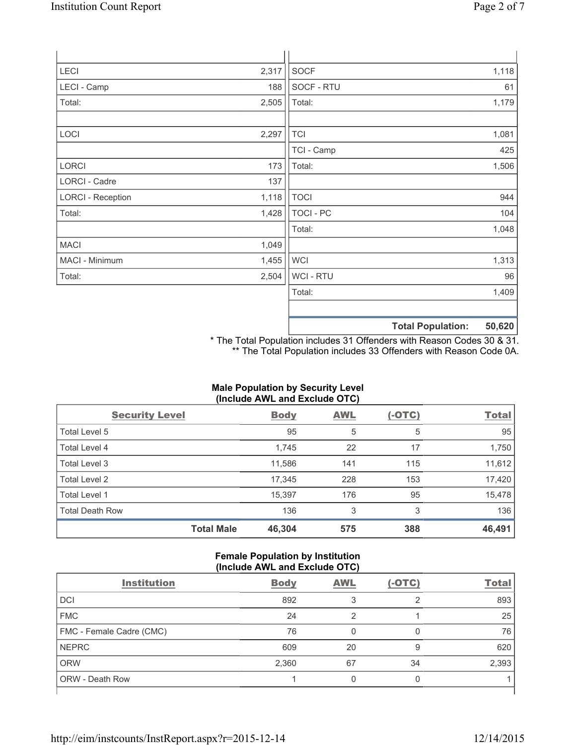| | | | |
|---|---|---|---|
| LECI | 2,317 | SOCF | 1,118 |
| LECI - Camp | 188 | SOCF - RTU | 61 |
| Total: | 2,505 | Total: | 1,179 |
| | | | |
| LOCI | 2,297 | TCI | 1,081 |
| | | TCI - Camp | 425 |
| LORCI | 173 | Total: | 1,506 |
| LORCI - Cadre | 137 | | |
| LORCI - Reception | 1,118 | TOCI | 944 |
| Total: | 1,428 | TOCI - PC | 104 |
| | | Total: | 1,048 |
| MACI | 1,049 | | |
| MACI - Minimum | 1,455 | WCI | 1,313 |
| Total: | 2,504 | WCI - RTU | 96 |
| | | Total: | 1,409 |
| | | | |
| | | **Total Population:** | **50,620** |

* The Total Population includes 31 Offenders with Reason Codes 30 & 31.
** The Total Population includes 33 Offenders with Reason Code 0A.

**Male Population by Security Level (Include AWL and Exclude OTC)**

| Security Level | Body | AWL | (-OTC) | Total |
|---|---|---|---|---|
| Total Level 5 | 95 | 5 | 5 | 95 |
| Total Level 4 | 1,745 | 22 | 17 | 1,750 |
| Total Level 3 | 11,586 | 141 | 115 | 11,612 |
| Total Level 2 | 17,345 | 228 | 153 | 17,420 |
| Total Level 1 | 15,397 | 176 | 95 | 15,478 |
| Total Death Row | 136 | 3 | 3 | 136 |
| **Total Male** | **46,304** | **575** | **388** | **46,491** |

**Female Population by Institution (Include AWL and Exclude OTC)**

| Institution | Body | AWL | (-OTC) | Total |
|---|---|---|---|---|
| DCI | 892 | 3 | 2 | 893 |
| FMC | 24 | 2 | 1 | 25 |
| FMC - Female Cadre (CMC) | 76 | 0 | 0 | 76 |
| NEPRC | 609 | 20 | 9 | 620 |
| ORW | 2,360 | 67 | 34 | 2,393 |
| ORW - Death Row | 1 | 0 | 0 | 1 |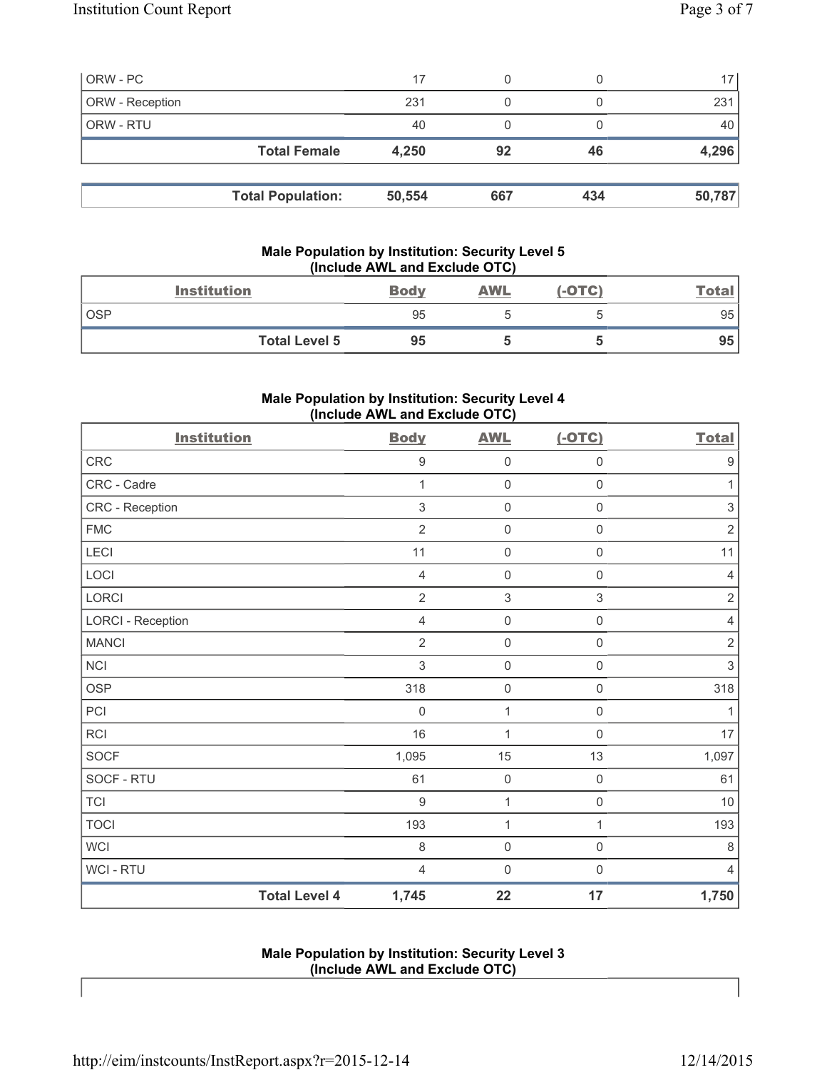| | | | | |
|---|---|---|---|---|
| ORW - PC | 17 | 0 | 0 | 17 |
| ORW - Reception | 231 | 0 | 0 | 231 |
| ORW - RTU | 40 | 0 | 0 | 40 |
| **Total Female** | **4,250** | **92** | **46** | **4,296** |

| | | | | |
|---|---|---|---|---|
| **Total Population:** | **50,554** | **667** | **434** | **50,787** |

### Male Population by Institution: Security Level 5 (Include AWL and Exclude OTC)

| Institution | Body | AWL | (-OTC) | Total |
|---|---|---|---|---|
| OSP | 95 | 5 | 5 | 95 |
| **Total Level 5** | **95** | **5** | **5** | **95** |

### Male Population by Institution: Security Level 4 (Include AWL and Exclude OTC)

| Institution | Body | AWL | (-OTC) | Total |
|---|---|---|---|---|
| CRC | 9 | 0 | 0 | 9 |
| CRC - Cadre | 1 | 0 | 0 | 1 |
| CRC - Reception | 3 | 0 | 0 | 3 |
| FMC | 2 | 0 | 0 | 2 |
| LECI | 11 | 0 | 0 | 11 |
| LOCI | 4 | 0 | 0 | 4 |
| LORCI | 2 | 3 | 3 | 2 |
| LORCI - Reception | 4 | 0 | 0 | 4 |
| MANCI | 2 | 0 | 0 | 2 |
| NCI | 3 | 0 | 0 | 3 |
| OSP | 318 | 0 | 0 | 318 |
| PCI | 0 | 1 | 0 | 1 |
| RCI | 16 | 1 | 0 | 17 |
| SOCF | 1,095 | 15 | 13 | 1,097 |
| SOCF - RTU | 61 | 0 | 0 | 61 |
| TCI | 9 | 1 | 0 | 10 |
| TOCI | 193 | 1 | 1 | 193 |
| WCI | 8 | 0 | 0 | 8 |
| WCI - RTU | 4 | 0 | 0 | 4 |
| **Total Level 4** | **1,745** | **22** | **17** | **1,750** |

### Male Population by Institution: Security Level 3 (Include AWL and Exclude OTC)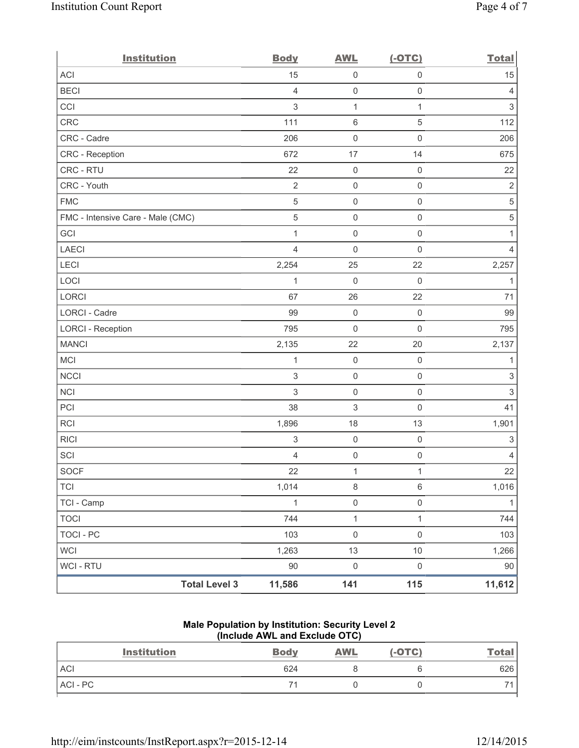| Institution | Body | AWL | (-OTC) | Total |
|---|---|---|---|---|
| ACI | 15 | 0 | 0 | 15 |
| BECI | 4 | 0 | 0 | 4 |
| CCI | 3 | 1 | 1 | 3 |
| CRC | 111 | 6 | 5 | 112 |
| CRC - Cadre | 206 | 0 | 0 | 206 |
| CRC - Reception | 672 | 17 | 14 | 675 |
| CRC - RTU | 22 | 0 | 0 | 22 |
| CRC - Youth | 2 | 0 | 0 | 2 |
| FMC | 5 | 0 | 0 | 5 |
| FMC - Intensive Care - Male (CMC) | 5 | 0 | 0 | 5 |
| GCI | 1 | 0 | 0 | 1 |
| LAECI | 4 | 0 | 0 | 4 |
| LECI | 2,254 | 25 | 22 | 2,257 |
| LOCI | 1 | 0 | 0 | 1 |
| LORCI | 67 | 26 | 22 | 71 |
| LORCI - Cadre | 99 | 0 | 0 | 99 |
| LORCI - Reception | 795 | 0 | 0 | 795 |
| MANCI | 2,135 | 22 | 20 | 2,137 |
| MCI | 1 | 0 | 0 | 1 |
| NCCI | 3 | 0 | 0 | 3 |
| NCI | 3 | 0 | 0 | 3 |
| PCI | 38 | 3 | 0 | 41 |
| RCI | 1,896 | 18 | 13 | 1,901 |
| RICI | 3 | 0 | 0 | 3 |
| SCI | 4 | 0 | 0 | 4 |
| SOCF | 22 | 1 | 1 | 22 |
| TCI | 1,014 | 8 | 6 | 1,016 |
| TCI - Camp | 1 | 0 | 0 | 1 |
| TOCI | 744 | 1 | 1 | 744 |
| TOCI - PC | 103 | 0 | 0 | 103 |
| WCI | 1,263 | 13 | 10 | 1,266 |
| WCI - RTU | 90 | 0 | 0 | 90 |
| **Total Level 3** | **11,586** | **141** | **115** | **11,612** |

**Male Population by Institution: Security Level 2**
**(Include AWL and Exclude OTC)**

| Institution | Body | AWL | (-OTC) | Total |
|---|---|---|---|---|
| ACI | 624 | 8 | 6 | 626 |
| ACI - PC | 71 | 0 | 0 | 71 |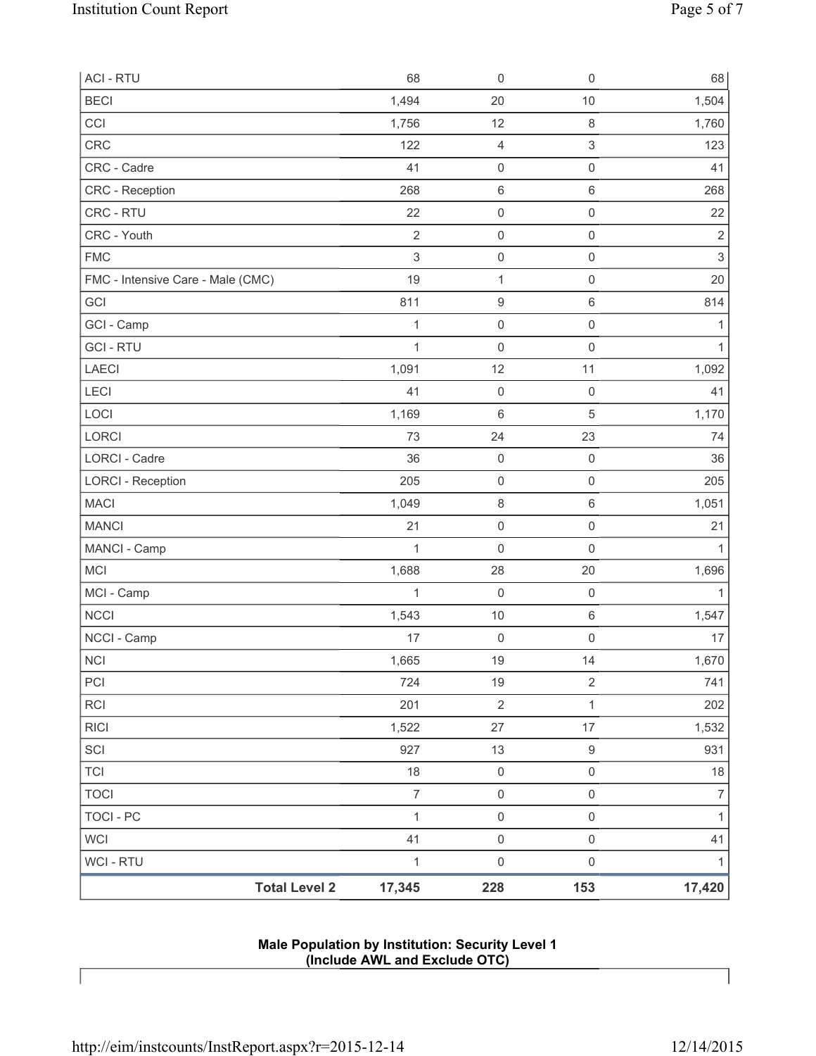| | | | | |
|---|---|---|---|---|
| ACI - RTU | 68 | 0 | 0 | 68 |
| BECI | 1,494 | 20 | 10 | 1,504 |
| CCI | 1,756 | 12 | 8 | 1,760 |
| CRC | 122 | 4 | 3 | 123 |
| CRC - Cadre | 41 | 0 | 0 | 41 |
| CRC - Reception | 268 | 6 | 6 | 268 |
| CRC - RTU | 22 | 0 | 0 | 22 |
| CRC - Youth | 2 | 0 | 0 | 2 |
| FMC | 3 | 0 | 0 | 3 |
| FMC - Intensive Care - Male (CMC) | 19 | 1 | 0 | 20 |
| GCI | 811 | 9 | 6 | 814 |
| GCI - Camp | 1 | 0 | 0 | 1 |
| GCI - RTU | 1 | 0 | 0 | 1 |
| LAECI | 1,091 | 12 | 11 | 1,092 |
| LECI | 41 | 0 | 0 | 41 |
| LOCI | 1,169 | 6 | 5 | 1,170 |
| LORCI | 73 | 24 | 23 | 74 |
| LORCI - Cadre | 36 | 0 | 0 | 36 |
| LORCI - Reception | 205 | 0 | 0 | 205 |
| MACI | 1,049 | 8 | 6 | 1,051 |
| MANCI | 21 | 0 | 0 | 21 |
| MANCI - Camp | 1 | 0 | 0 | 1 |
| MCI | 1,688 | 28 | 20 | 1,696 |
| MCI - Camp | 1 | 0 | 0 | 1 |
| NCCI | 1,543 | 10 | 6 | 1,547 |
| NCCI - Camp | 17 | 0 | 0 | 17 |
| NCI | 1,665 | 19 | 14 | 1,670 |
| PCI | 724 | 19 | 2 | 741 |
| RCI | 201 | 2 | 1 | 202 |
| RICI | 1,522 | 27 | 17 | 1,532 |
| SCI | 927 | 13 | 9 | 931 |
| TCI | 18 | 0 | 0 | 18 |
| TOCI | 7 | 0 | 0 | 7 |
| TOCI - PC | 1 | 0 | 0 | 1 |
| WCI | 41 | 0 | 0 | 41 |
| WCI - RTU | 1 | 0 | 0 | 1 |
| **Total Level 2** | **17,345** | **228** | **153** | **17,420** |

**Male Population by Institution: Security Level 1**
**(Include AWL and Exclude OTC)**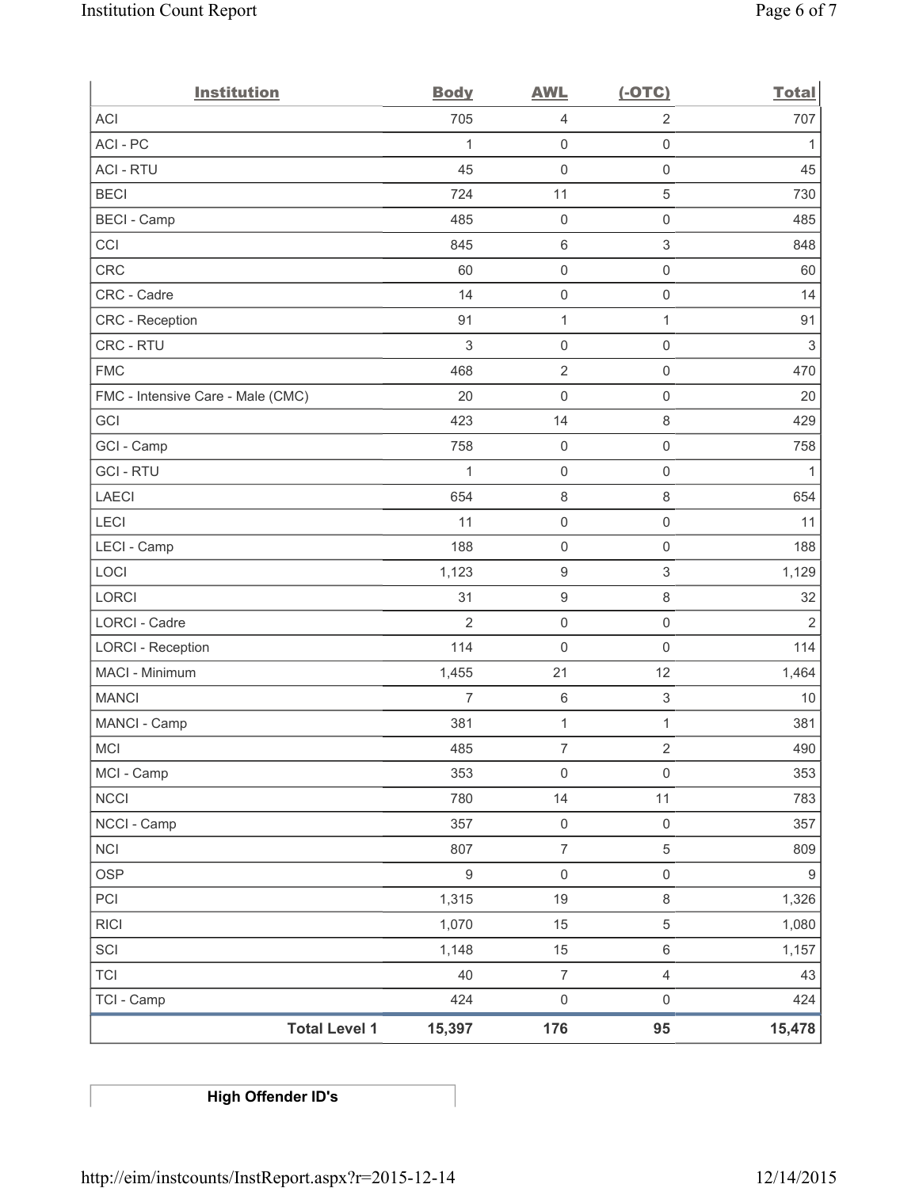| Institution | Body | AWL | (-OTC) | Total |
|---|---|---|---|---|
| ACI | 705 | 4 | 2 | 707 |
| ACI - PC | 1 | 0 | 0 | 1 |
| ACI - RTU | 45 | 0 | 0 | 45 |
| BECI | 724 | 11 | 5 | 730 |
| BECI - Camp | 485 | 0 | 0 | 485 |
| CCI | 845 | 6 | 3 | 848 |
| CRC | 60 | 0 | 0 | 60 |
| CRC - Cadre | 14 | 0 | 0 | 14 |
| CRC - Reception | 91 | 1 | 1 | 91 |
| CRC - RTU | 3 | 0 | 0 | 3 |
| FMC | 468 | 2 | 0 | 470 |
| FMC - Intensive Care - Male (CMC) | 20 | 0 | 0 | 20 |
| GCI | 423 | 14 | 8 | 429 |
| GCI - Camp | 758 | 0 | 0 | 758 |
| GCI - RTU | 1 | 0 | 0 | 1 |
| LAECI | 654 | 8 | 8 | 654 |
| LECI | 11 | 0 | 0 | 11 |
| LECI - Camp | 188 | 0 | 0 | 188 |
| LOCI | 1,123 | 9 | 3 | 1,129 |
| LORCI | 31 | 9 | 8 | 32 |
| LORCI - Cadre | 2 | 0 | 0 | 2 |
| LORCI - Reception | 114 | 0 | 0 | 114 |
| MACI - Minimum | 1,455 | 21 | 12 | 1,464 |
| MANCI | 7 | 6 | 3 | 10 |
| MANCI - Camp | 381 | 1 | 1 | 381 |
| MCI | 485 | 7 | 2 | 490 |
| MCI - Camp | 353 | 0 | 0 | 353 |
| NCCI | 780 | 14 | 11 | 783 |
| NCCI - Camp | 357 | 0 | 0 | 357 |
| NCI | 807 | 7 | 5 | 809 |
| OSP | 9 | 0 | 0 | 9 |
| PCI | 1,315 | 19 | 8 | 1,326 |
| RICI | 1,070 | 15 | 5 | 1,080 |
| SCI | 1,148 | 15 | 6 | 1,157 |
| TCI | 40 | 7 | 4 | 43 |
| TCI - Camp | 424 | 0 | 0 | 424 |
| **Total Level 1** | **15,397** | **176** | **95** | **15,478** |

**High Offender ID's**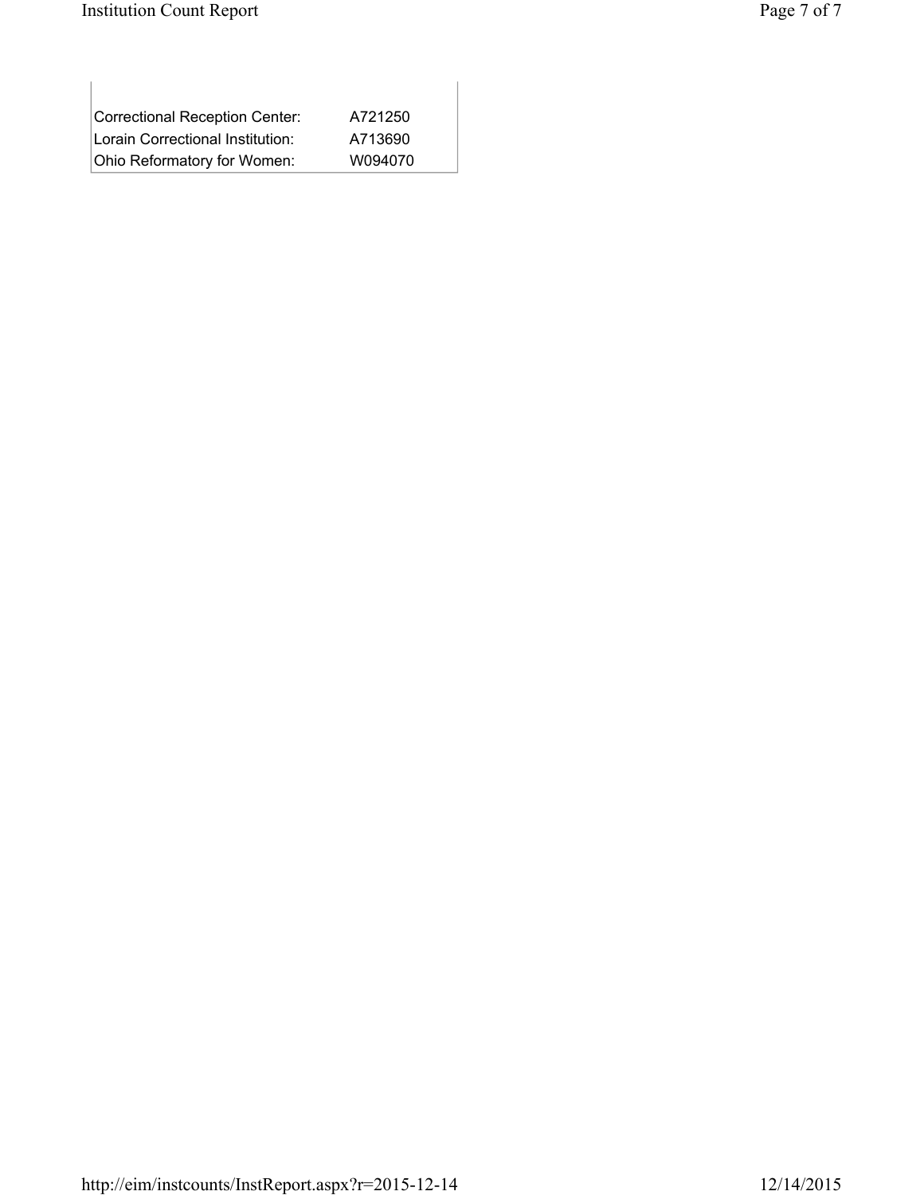| | |
|---|---|
| Correctional Reception Center: | A721250 |
| Lorain Correctional Institution: | A713690 |
| Ohio Reformatory for Women: | W094070 |